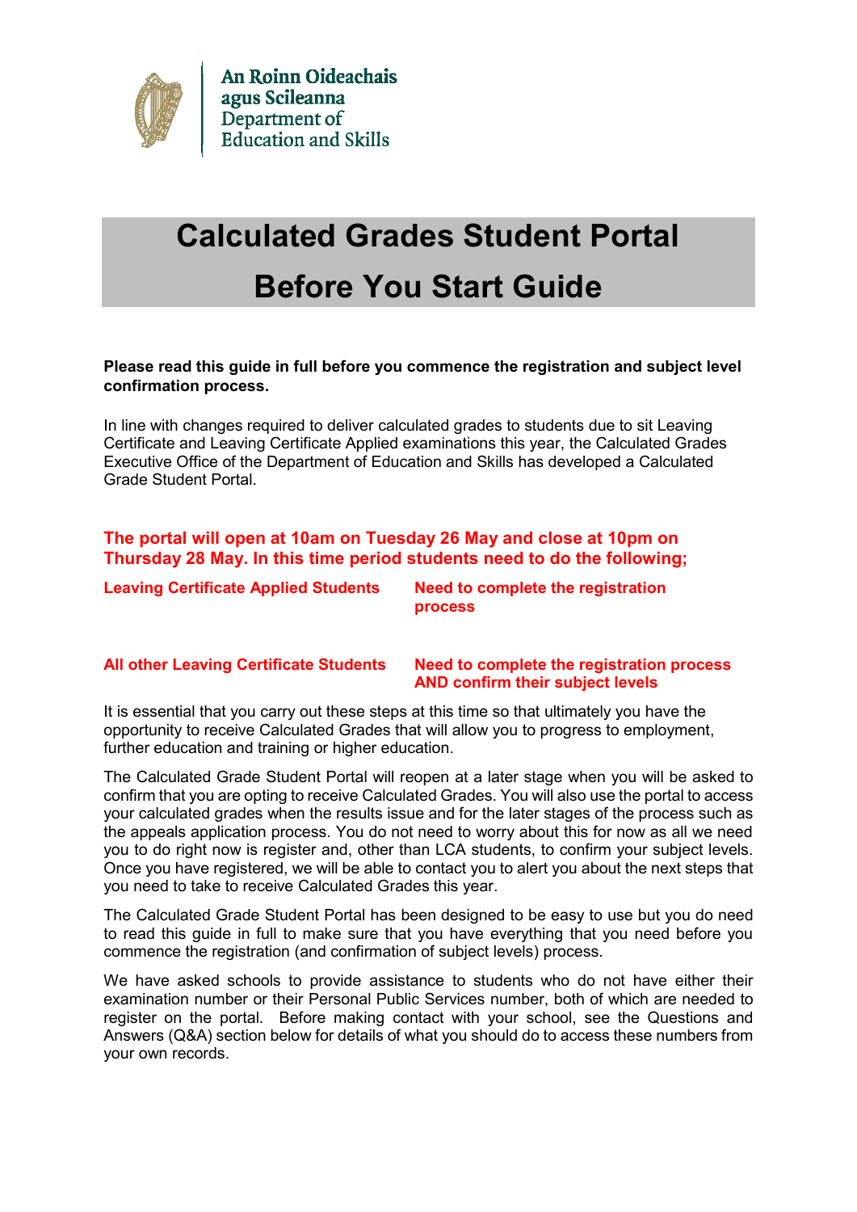An Roinn Oideachais agus Scileanna
Department of Education and Skills

# Calculated Grades Student Portal
# Before You Start Guide

**Please read this guide in full before you commence the registration and subject level confirmation process.**

In line with changes required to deliver calculated grades to students due to sit Leaving Certificate and Leaving Certificate Applied examinations this year, the Calculated Grades Executive Office of the Department of Education and Skills has developed a Calculated Grade Student Portal.

**The portal will open at 10am on Tuesday 26 May and close at 10pm on Thursday 28 May. In this time period students need to do the following;**

| | |
|---|---|
| **Leaving Certificate Applied Students** | **Need to complete the registration process** |
| **All other Leaving Certificate Students** | **Need to complete the registration process AND confirm their subject levels** |

It is essential that you carry out these steps at this time so that ultimately you have the opportunity to receive Calculated Grades that will allow you to progress to employment, further education and training or higher education.

The Calculated Grade Student Portal will reopen at a later stage when you will be asked to confirm that you are opting to receive Calculated Grades. You will also use the portal to access your calculated grades when the results issue and for the later stages of the process such as the appeals application process. You do not need to worry about this for now as all we need you to do right now is register and, other than LCA students, to confirm your subject levels. Once you have registered, we will be able to contact you to alert you about the next steps that you need to take to receive Calculated Grades this year.

The Calculated Grade Student Portal has been designed to be easy to use but you do need to read this guide in full to make sure that you have everything that you need before you commence the registration (and confirmation of subject levels) process.

We have asked schools to provide assistance to students who do not have either their examination number or their Personal Public Services number, both of which are needed to register on the portal. Before making contact with your school, see the Questions and Answers (Q&A) section below for details of what you should do to access these numbers from your own records.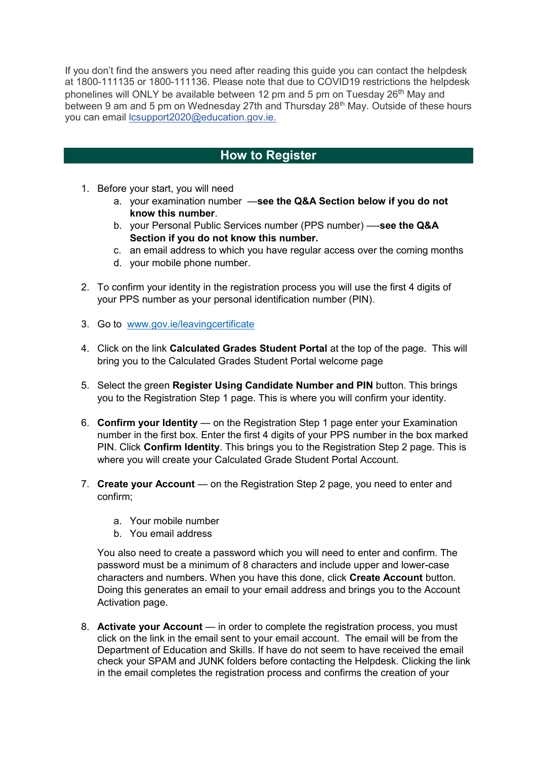If you don't find the answers you need after reading this guide you can contact the helpdesk at 1800-111135 or 1800-111136. Please note that due to COVID19 restrictions the helpdesk phonelines will ONLY be available between 12 pm and 5 pm on Tuesday 26th May and between 9 am and 5 pm on Wednesday 27th and Thursday 28th May. Outside of these hours you can email lcsupport2020@education.gov.ie.

## How to Register

1. Before your start, you will need
    a. your examination number —**see the Q&A Section below if you do not know this number**.
    b. your Personal Public Services number (PPS number) —-**see the Q&A Section if you do not know this number.**
    c. an email address to which you have regular access over the coming months
    d. your mobile phone number.

2. To confirm your identity in the registration process you will use the first 4 digits of your PPS number as your personal identification number (PIN).

3. Go to www.gov.ie/leavingcertificate

4. Click on the link **Calculated Grades Student Portal** at the top of the page. This will bring you to the Calculated Grades Student Portal welcome page

5. Select the green **Register Using Candidate Number and PIN** button. This brings you to the Registration Step 1 page. This is where you will confirm your identity.

6. **Confirm your Identity** — on the Registration Step 1 page enter your Examination number in the first box. Enter the first 4 digits of your PPS number in the box marked PIN. Click **Confirm Identity**. This brings you to the Registration Step 2 page. This is where you will create your Calculated Grade Student Portal Account.

7. **Create your Account** — on the Registration Step 2 page, you need to enter and confirm;

    a. Your mobile number
    b. You email address

    You also need to create a password which you will need to enter and confirm. The password must be a minimum of 8 characters and include upper and lower-case characters and numbers. When you have this done, click **Create Account** button. Doing this generates an email to your email address and brings you to the Account Activation page.

8. **Activate your Account** — in order to complete the registration process, you must click on the link in the email sent to your email account. The email will be from the Department of Education and Skills. If have do not seem to have received the email check your SPAM and JUNK folders before contacting the Helpdesk. Clicking the link in the email completes the registration process and confirms the creation of your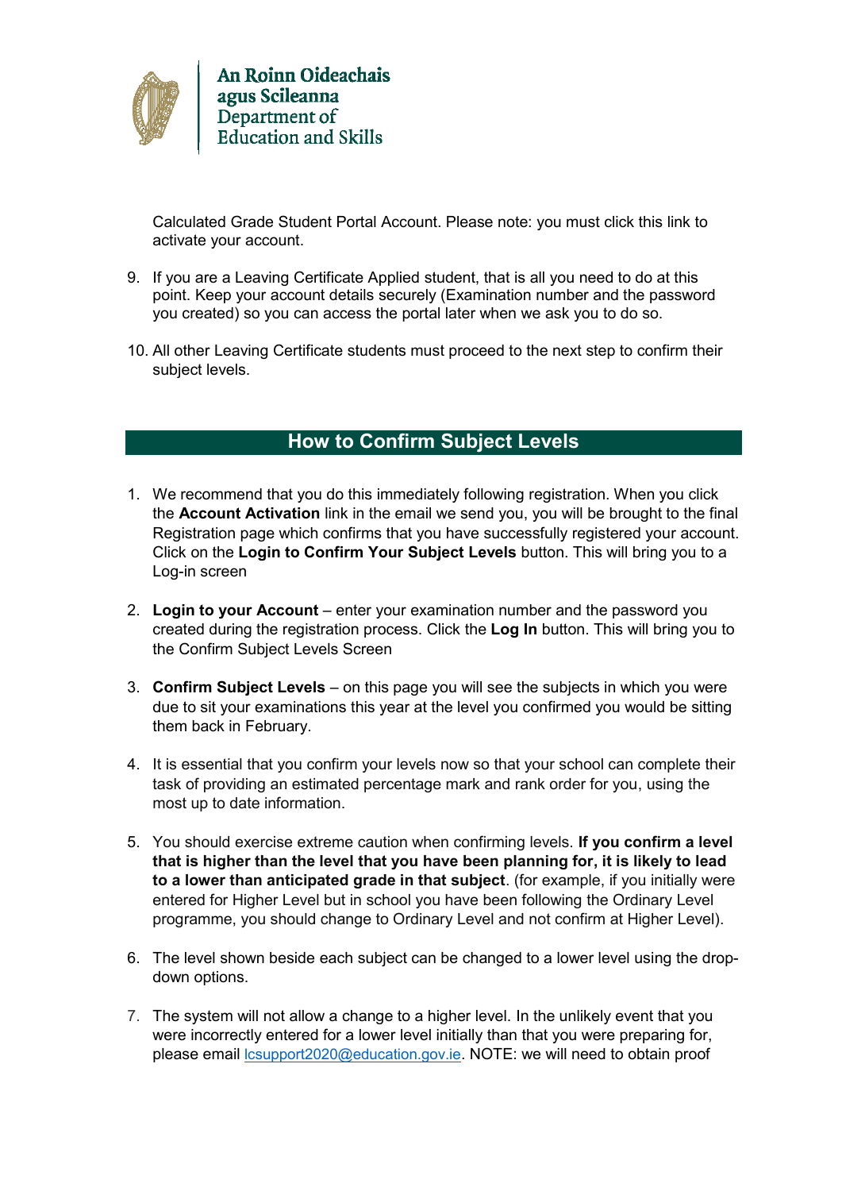Calculated Grade Student Portal Account. Please note: you must click this link to activate your account.

9. If you are a Leaving Certificate Applied student, that is all you need to do at this point. Keep your account details securely (Examination number and the password you created) so you can access the portal later when we ask you to do so.

10. All other Leaving Certificate students must proceed to the next step to confirm their subject levels.

## How to Confirm Subject Levels

1. We recommend that you do this immediately following registration. When you click the **Account Activation** link in the email we send you, you will be brought to the final Registration page which confirms that you have successfully registered your account. Click on the **Login to Confirm Your Subject Levels** button. This will bring you to a Log-in screen

2. **Login to your Account** – enter your examination number and the password you created during the registration process. Click the **Log In** button. This will bring you to the Confirm Subject Levels Screen

3. **Confirm Subject Levels** – on this page you will see the subjects in which you were due to sit your examinations this year at the level you confirmed you would be sitting them back in February.

4. It is essential that you confirm your levels now so that your school can complete their task of providing an estimated percentage mark and rank order for you, using the most up to date information.

5. You should exercise extreme caution when confirming levels. **If you confirm a level that is higher than the level that you have been planning for, it is likely to lead to a lower than anticipated grade in that subject**. (for example, if you initially were entered for Higher Level but in school you have been following the Ordinary Level programme, you should change to Ordinary Level and not confirm at Higher Level).

6. The level shown beside each subject can be changed to a lower level using the drop-down options.

7. The system will not allow a change to a higher level. In the unlikely event that you were incorrectly entered for a lower level initially than that you were preparing for, please email lcsupport2020@education.gov.ie. NOTE: we will need to obtain proof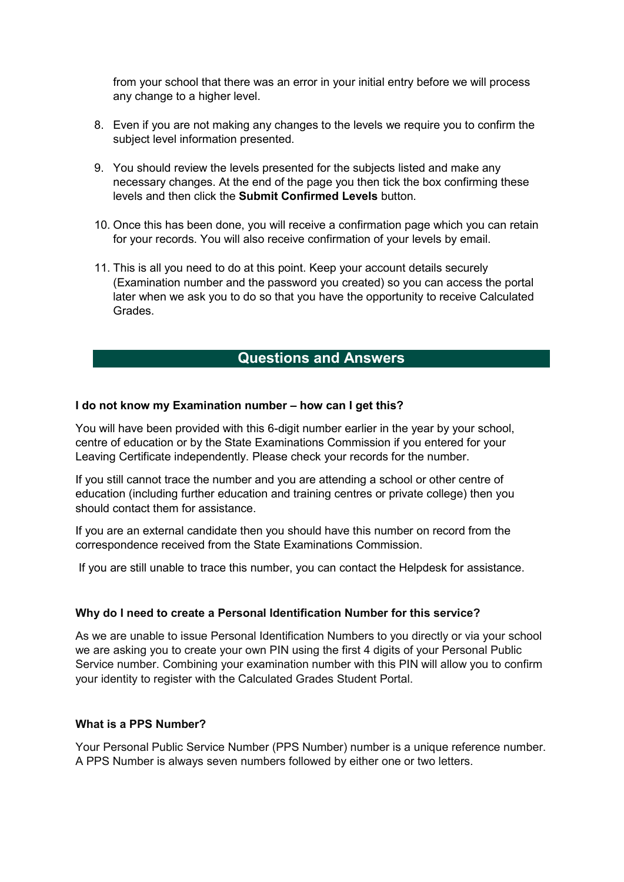from your school that there was an error in your initial entry before we will process any change to a higher level.

8. Even if you are not making any changes to the levels we require you to confirm the subject level information presented.

9. You should review the levels presented for the subjects listed and make any necessary changes. At the end of the page you then tick the box confirming these levels and then click the **Submit Confirmed Levels** button.

10. Once this has been done, you will receive a confirmation page which you can retain for your records. You will also receive confirmation of your levels by email.

11. This is all you need to do at this point. Keep your account details securely (Examination number and the password you created) so you can access the portal later when we ask you to do so that you have the opportunity to receive Calculated Grades.

## Questions and Answers

**I do not know my Examination number – how can I get this?**

You will have been provided with this 6-digit number earlier in the year by your school, centre of education or by the State Examinations Commission if you entered for your Leaving Certificate independently. Please check your records for the number.

If you still cannot trace the number and you are attending a school or other centre of education (including further education and training centres or private college) then you should contact them for assistance.

If you are an external candidate then you should have this number on record from the correspondence received from the State Examinations Commission.

If you are still unable to trace this number, you can contact the Helpdesk for assistance.

**Why do I need to create a Personal Identification Number for this service?**

As we are unable to issue Personal Identification Numbers to you directly or via your school we are asking you to create your own PIN using the first 4 digits of your Personal Public Service number. Combining your examination number with this PIN will allow you to confirm your identity to register with the Calculated Grades Student Portal.

**What is a PPS Number?**

Your Personal Public Service Number (PPS Number) number is a unique reference number. A PPS Number is always seven numbers followed by either one or two letters.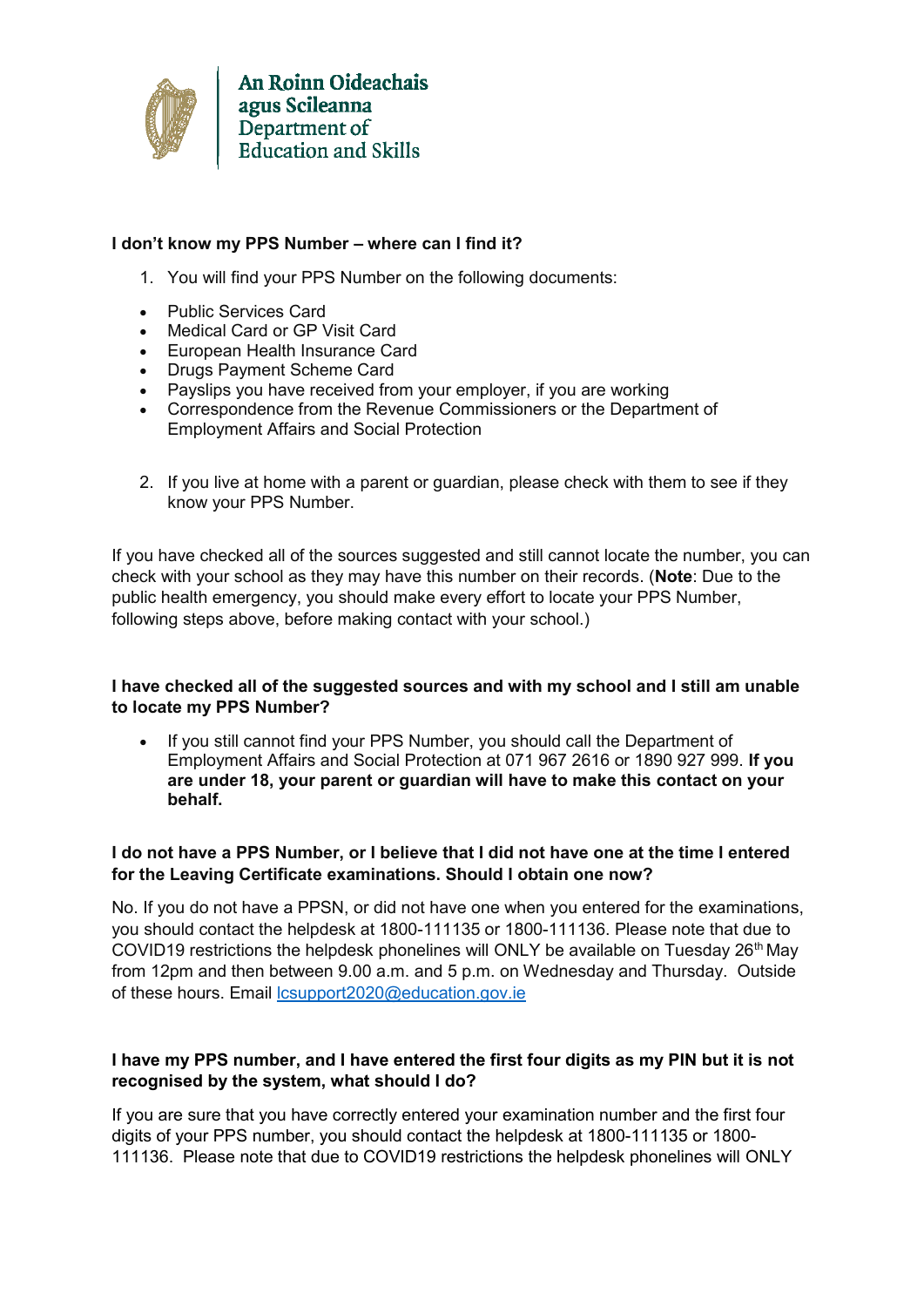An Roinn Oideachais agus Scileanna
Department of Education and Skills

**I don't know my PPS Number – where can I find it?**

1. You will find your PPS Number on the following documents:

- Public Services Card
- Medical Card or GP Visit Card
- European Health Insurance Card
- Drugs Payment Scheme Card
- Payslips you have received from your employer, if you are working
- Correspondence from the Revenue Commissioners or the Department of Employment Affairs and Social Protection

2. If you live at home with a parent or guardian, please check with them to see if they know your PPS Number.

If you have checked all of the sources suggested and still cannot locate the number, you can check with your school as they may have this number on their records. (**Note**: Due to the public health emergency, you should make every effort to locate your PPS Number, following steps above, before making contact with your school.)

**I have checked all of the suggested sources and with my school and I still am unable to locate my PPS Number?**

- If you still cannot find your PPS Number, you should call the Department of Employment Affairs and Social Protection at 071 967 2616 or 1890 927 999. **If you are under 18, your parent or guardian will have to make this contact on your behalf.**

**I do not have a PPS Number, or I believe that I did not have one at the time I entered for the Leaving Certificate examinations. Should I obtain one now?**

No. If you do not have a PPSN, or did not have one when you entered for the examinations, you should contact the helpdesk at 1800-111135 or 1800-111136. Please note that due to COVID19 restrictions the helpdesk phonelines will ONLY be available on Tuesday 26th May from 12pm and then between 9.00 a.m. and 5 p.m. on Wednesday and Thursday. Outside of these hours. Email [lcsupport2020@education.gov.ie](mailto:lcsupport2020@education.gov.ie)

**I have my PPS number, and I have entered the first four digits as my PIN but it is not recognised by the system, what should I do?**

If you are sure that you have correctly entered your examination number and the first four digits of your PPS number, you should contact the helpdesk at 1800-111135 or 1800-111136. Please note that due to COVID19 restrictions the helpdesk phonelines will ONLY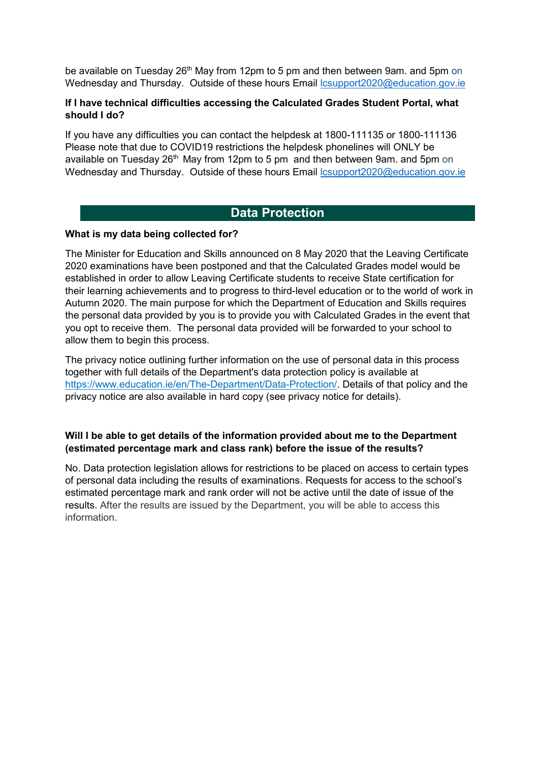be available on Tuesday 26th May from 12pm to 5 pm and then between 9am. and 5pm on Wednesday and Thursday. Outside of these hours Email lcsupport2020@education.gov.ie

**If I have technical difficulties accessing the Calculated Grades Student Portal, what should I do?**

If you have any difficulties you can contact the helpdesk at 1800-111135 or 1800-111136 Please note that due to COVID19 restrictions the helpdesk phonelines will ONLY be available on Tuesday 26th May from 12pm to 5 pm and then between 9am. and 5pm on Wednesday and Thursday. Outside of these hours Email lcsupport2020@education.gov.ie

## Data Protection

**What is my data being collected for?**

The Minister for Education and Skills announced on 8 May 2020 that the Leaving Certificate 2020 examinations have been postponed and that the Calculated Grades model would be established in order to allow Leaving Certificate students to receive State certification for their learning achievements and to progress to third-level education or to the world of work in Autumn 2020. The main purpose for which the Department of Education and Skills requires the personal data provided by you is to provide you with Calculated Grades in the event that you opt to receive them. The personal data provided will be forwarded to your school to allow them to begin this process.

The privacy notice outlining further information on the use of personal data in this process together with full details of the Department's data protection policy is available at https://www.education.ie/en/The-Department/Data-Protection/. Details of that policy and the privacy notice are also available in hard copy (see privacy notice for details).

**Will I be able to get details of the information provided about me to the Department (estimated percentage mark and class rank) before the issue of the results?**

No. Data protection legislation allows for restrictions to be placed on access to certain types of personal data including the results of examinations. Requests for access to the school's estimated percentage mark and rank order will not be active until the date of issue of the results. After the results are issued by the Department, you will be able to access this information.